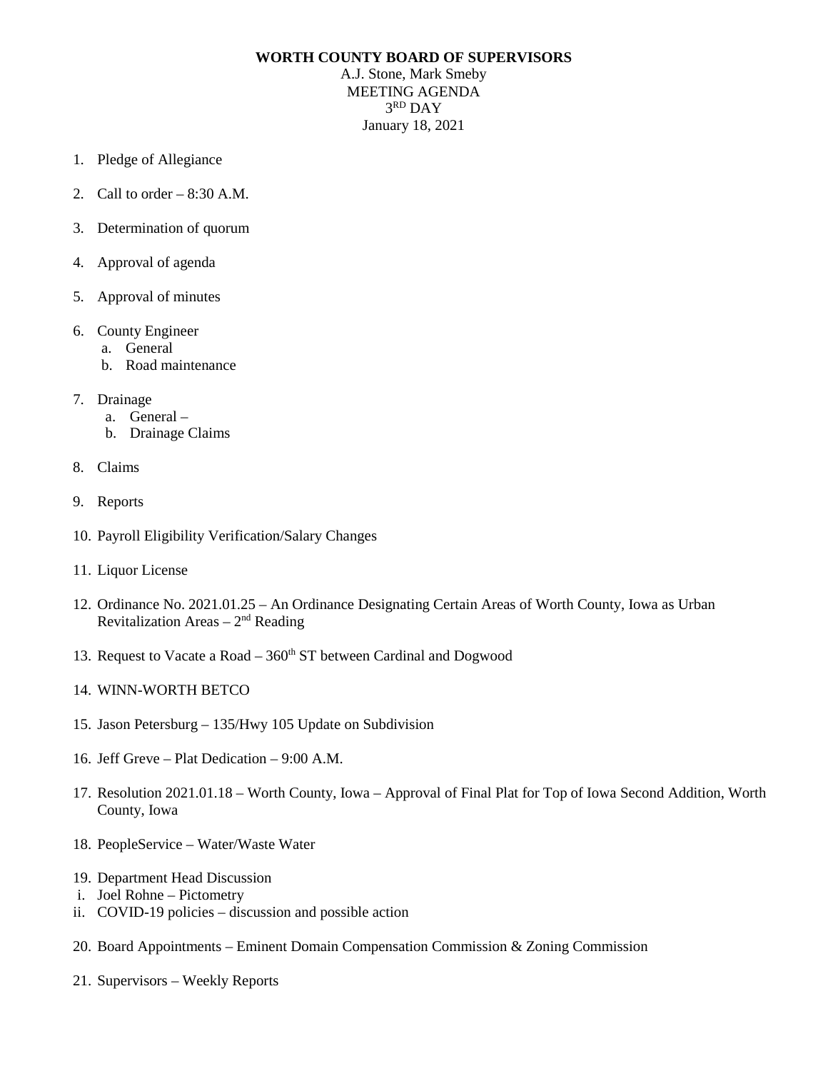**WORTH COUNTY BOARD OF SUPERVISORS**
A.J. Stone, Mark Smeby
MEETING AGENDA
3RD DAY
January 18, 2021

1. Pledge of Allegiance

2. Call to order – 8:30 A.M.

3. Determination of quorum

4. Approval of agenda

5. Approval of minutes

6. County Engineer
   a. General
   b. Road maintenance

7. Drainage
   a. General –
   b. Drainage Claims

8. Claims

9. Reports

10. Payroll Eligibility Verification/Salary Changes

11. Liquor License

12. Ordinance No. 2021.01.25 – An Ordinance Designating Certain Areas of Worth County, Iowa as Urban Revitalization Areas – 2nd Reading

13. Request to Vacate a Road – 360th ST between Cardinal and Dogwood

14. WINN-WORTH BETCO

15. Jason Petersburg – 135/Hwy 105 Update on Subdivision

16. Jeff Greve – Plat Dedication – 9:00 A.M.

17. Resolution 2021.01.18 – Worth County, Iowa – Approval of Final Plat for Top of Iowa Second Addition, Worth County, Iowa

18. PeopleService – Water/Waste Water

19. Department Head Discussion
   i. Joel Rohne – Pictometry
   ii. COVID-19 policies – discussion and possible action

20. Board Appointments – Eminent Domain Compensation Commission & Zoning Commission

21. Supervisors – Weekly Reports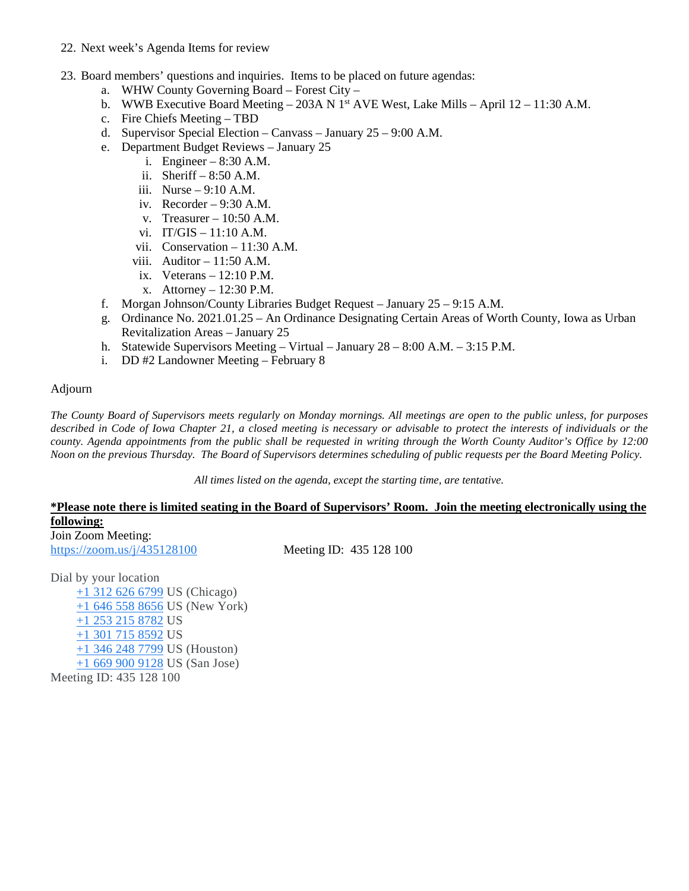22. Next week's Agenda Items for review

23. Board members' questions and inquiries. Items to be placed on future agendas:
    a. WHW County Governing Board – Forest City –
    b. WWB Executive Board Meeting – 203A N 1st AVE West, Lake Mills – April 12 – 11:30 A.M.
    c. Fire Chiefs Meeting – TBD
    d. Supervisor Special Election – Canvass – January 25 – 9:00 A.M.
    e. Department Budget Reviews – January 25
        i. Engineer – 8:30 A.M.
        ii. Sheriff – 8:50 A.M.
        iii. Nurse – 9:10 A.M.
        iv. Recorder – 9:30 A.M.
        v. Treasurer – 10:50 A.M.
        vi. IT/GIS – 11:10 A.M.
        vii. Conservation – 11:30 A.M.
        viii. Auditor – 11:50 A.M.
        ix. Veterans – 12:10 P.M.
        x. Attorney – 12:30 P.M.
    f. Morgan Johnson/County Libraries Budget Request – January 25 – 9:15 A.M.
    g. Ordinance No. 2021.01.25 – An Ordinance Designating Certain Areas of Worth County, Iowa as Urban Revitalization Areas – January 25
    h. Statewide Supervisors Meeting – Virtual – January 28 – 8:00 A.M. – 3:15 P.M.
    i. DD #2 Landowner Meeting – February 8

Adjourn

*The County Board of Supervisors meets regularly on Monday mornings. All meetings are open to the public unless, for purposes described in Code of Iowa Chapter 21, a closed meeting is necessary or advisable to protect the interests of individuals or the county. Agenda appointments from the public shall be requested in writing through the Worth County Auditor's Office by 12:00 Noon on the previous Thursday. The Board of Supervisors determines scheduling of public requests per the Board Meeting Policy.*

*All times listed on the agenda, except the starting time, are tentative.*

**<u>*Please note there is limited seating in the Board of Supervisors' Room. Join the meeting electronically using the following:</u>**

Join Zoom Meeting:
https://zoom.us/j/435128100 Meeting ID: 435 128 100

Dial by your location
+1 312 626 6799 US (Chicago)
+1 646 558 8656 US (New York)
+1 253 215 8782 US
+1 301 715 8592 US
+1 346 248 7799 US (Houston)
+1 669 900 9128 US (San Jose)
Meeting ID: 435 128 100